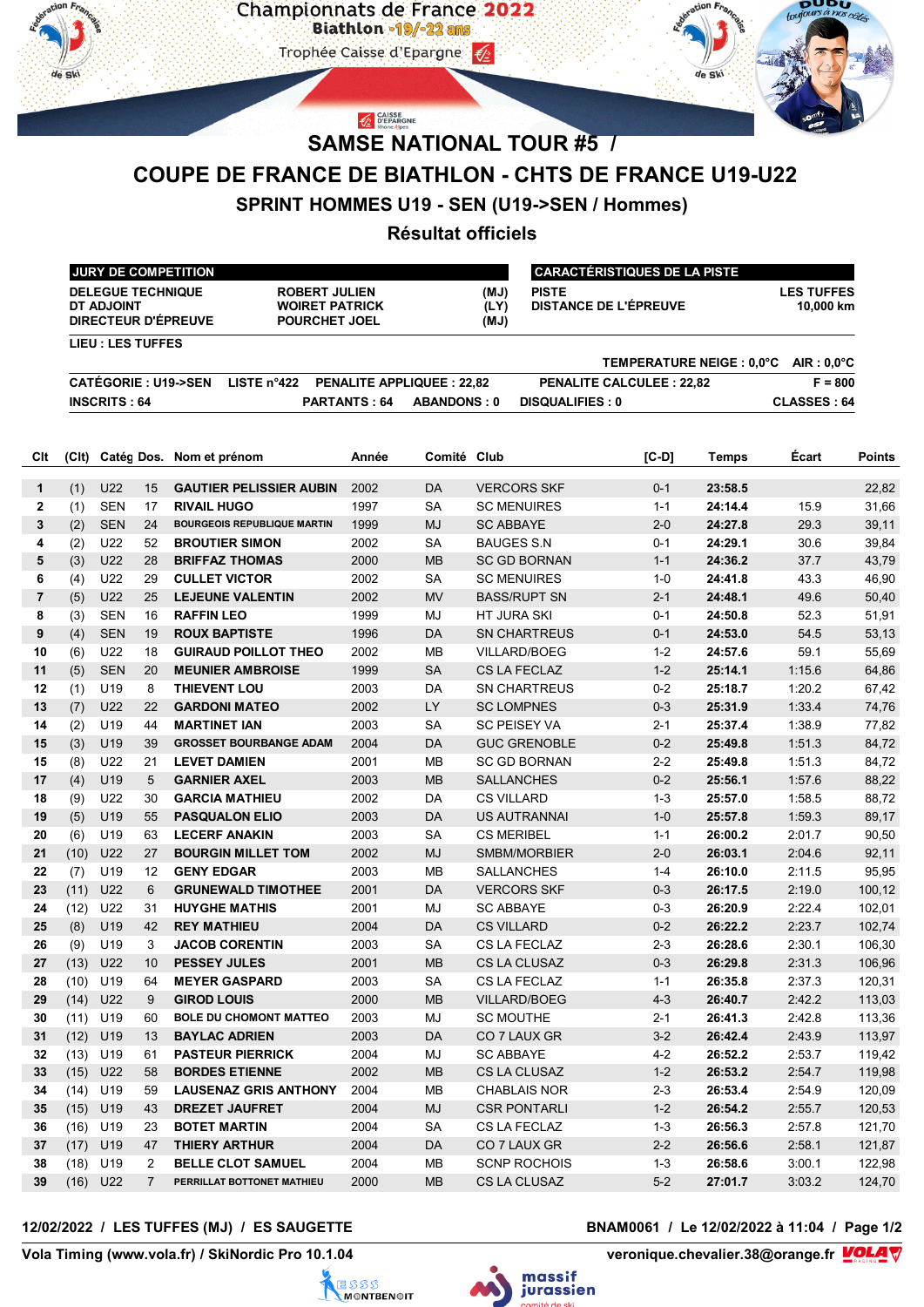Championnats de France 2022
Biathlon U19/-22 ans
Trophée Caisse d'Epargne

# SAMSE NATIONAL TOUR #5 /

# COUPE DE FRANCE DE BIATHLON - CHTS DE FRANCE U19-U22

## SPRINT HOMMES U19 - SEN (U19->SEN / Hommes)

## Résultat officiels

| JURY DE COMPETITION | | |
|---|---|---|
| DELEGUE TECHNIQUE | ROBERT JULIEN | (MJ) |
| DT ADJOINT | WOIRET PATRICK | (LY) |
| DIRECTEUR D'ÉPREUVE | POURCHET JOEL | (MJ) |

| CARACTÉRISTIQUES DE LA PISTE | |
|---|---|
| PISTE | LES TUFFES |
| DISTANCE DE L'ÉPREUVE | 10,000 km |

LIEU : LES TUFFES

TEMPERATURE NEIGE : 0,0°C AIR : 0,0°C

CATÉGORIE : U19->SEN LISTE n°422 PENALITE APPLIQUEE : 22,82 PENALITE CALCULEE : 22,82 F = 800

INSCRITS : 64 PARTANTS : 64 ABANDONS : 0 DISQUALIFIES : 0 CLASSES : 64

| Clt | (Clt) | Catég | Dos. | Nom et prénom | Année | Comité | Club | [C-D] | Temps | Écart | Points |
|---|---|---|---|---|---|---|---|---|---|---|---|
| 1 | (1) | U22 | 15 | GAUTIER PELISSIER AUBIN | 2002 | DA | VERCORS SKF | 0-1 | **23:58.5** | | 22,82 |
| 2 | (1) | SEN | 17 | RIVAIL HUGO | 1997 | SA | SC MENUIRES | 1-1 | **24:14.4** | 15.9 | 31,66 |
| 3 | (2) | SEN | 24 | BOURGEOIS REPUBLIQUE MARTIN | 1999 | MJ | SC ABBAYE | 2-0 | **24:27.8** | 29.3 | 39,11 |
| 4 | (2) | U22 | 52 | BROUTIER SIMON | 2002 | SA | BAUGES S.N | 0-1 | **24:29.1** | 30.6 | 39,84 |
| 5 | (3) | U22 | 28 | BRIFFAZ THOMAS | 2000 | MB | SC GD BORNAN | 1-1 | **24:36.2** | 37.7 | 43,79 |
| 6 | (4) | U22 | 29 | CULLET VICTOR | 2002 | SA | SC MENUIRES | 1-0 | **24:41.8** | 43.3 | 46,90 |
| 7 | (5) | U22 | 25 | LEJEUNE VALENTIN | 2002 | MV | BASS/RUPT SN | 2-1 | **24:48.1** | 49.6 | 50,40 |
| 8 | (3) | SEN | 8 | RAFFIN LEO | 1999 | MJ | HT JURA SKI | 0-1 | **24:50.8** | 52.3 | 51,91 |
| 9 | (4) | SEN | 19 | ROUX BAPTISTE | 1996 | DA | SN CHARTREUS | 0-1 | **24:53.0** | 54.5 | 53,13 |
| 10 | (6) | U22 | 18 | GUIRAUD POILLOT THEO | 2002 | MB | VILLARD/BOEG | 1-2 | **24:57.6** | 59.1 | 55,69 |
| 11 | (5) | SEN | 20 | MEUNIER AMBROISE | 1999 | SA | CS LA FECLAZ | 1-2 | **25:14.1** | 1:15.6 | 64,86 |
| 12 | (1) | U19 | 8 | THIEVENT LOU | 2003 | DA | SN CHARTREUS | 0-2 | **25:18.7** | 1:20.2 | 67,42 |
| 13 | (7) | U22 | 22 | GARDONI MATEO | 2002 | LY | SC LOMPNES | 0-3 | **25:31.9** | 1:33.4 | 74,76 |
| 14 | (2) | U19 | 44 | MARTINET IAN | 2003 | SA | SC PEISEY VA | 2-1 | **25:37.4** | 1:38.9 | 77,82 |
| 15 | (3) | U19 | 39 | GROSSET BOURBANGE ADAM | 2004 | DA | GUC GRENOBLE | 0-2 | **25:49.8** | 1:51.3 | 84,72 |
| 15 | (8) | U22 | 21 | LEVET DAMIEN | 2001 | MB | SC GD BORNAN | 2-2 | **25:49.8** | 1:51.3 | 84,72 |
| 17 | (4) | U19 | 5 | GARNIER AXEL | 2003 | MB | SALLANCHES | 0-2 | **25:56.1** | 1:57.6 | 88,22 |
| 18 | (9) | U22 | 30 | GARCIA MATHIEU | 2002 | DA | CS VILLARD | 1-3 | **25:57.0** | 1:58.5 | 88,72 |
| 19 | (5) | U19 | 55 | PASQUALON ELIO | 2003 | DA | US AUTRANNAI | 1-0 | **25:57.8** | 1:59.3 | 89,17 |
| 20 | (6) | U19 | 63 | LECERF ANAKIN | 2003 | SA | CS MERIBEL | 1-1 | **26:00.2** | 2:01.7 | 90,50 |
| 21 | (10) | U22 | 27 | BOURGIN MILLET TOM | 2002 | MJ | SMBM/MORBIER | 2-0 | **26:03.1** | 2:04.6 | 92,11 |
| 22 | (7) | U19 | 12 | GENY EDGAR | 2003 | MB | SALLANCHES | 1-4 | **26:10.0** | 2:11.5 | 95,95 |
| 23 | (11) | U22 | 6 | GRUNEWALD TIMOTHEE | 2001 | DA | VERCORS SKF | 0-3 | **26:17.5** | 2:19.0 | 100,12 |
| 24 | (12) | U22 | 31 | HUYGHE MATHIS | 2001 | MJ | SC ABBAYE | 0-3 | **26:20.9** | 2:22.4 | 102,01 |
| 25 | (8) | U19 | 42 | REY MATHIEU | 2004 | DA | CS VILLARD | 0-2 | **26:22.2** | 2:23.7 | 102,74 |
| 26 | (9) | U19 | 3 | JACOB CORENTIN | 2003 | SA | CS LA FECLAZ | 2-3 | **26:28.6** | 2:30.1 | 106,30 |
| 27 | (13) | U22 | 10 | PESSEY JULES | 2001 | MB | CS LA CLUSAZ | 0-3 | **26:29.8** | 2:31.3 | 106,96 |
| 28 | (10) | U19 | 64 | MEYER GASPARD | 2003 | SA | CS LA FECLAZ | 1-1 | **26:35.8** | 2:37.3 | 120,31 |
| 29 | (14) | U22 | 9 | GIROD LOUIS | 2000 | MB | VILLARD/BOEG | 4-3 | **26:40.7** | 2:42.2 | 113,03 |
| 30 | (11) | U19 | 60 | BOLE DU CHOMONT MATTEO | 2003 | MJ | SC MOUTHE | 2-1 | **26:41.3** | 2:42.8 | 113,36 |
| 31 | (12) | U19 | 13 | BAYLAC ADRIEN | 2003 | DA | CO 7 LAUX GR | 3-2 | **26:42.4** | 2:43.9 | 113,97 |
| 32 | (13) | U19 | 61 | PASTEUR PIERRICK | 2004 | MJ | SC ABBAYE | 4-2 | **26:52.2** | 2:53.7 | 119,42 |
| 33 | (15) | U22 | 58 | BORDES ETIENNE | 2002 | MB | CS LA CLUSAZ | 1-2 | **26:53.2** | 2:54.7 | 119,98 |
| 34 | (14) | U19 | 59 | LAUSENAZ GRIS ANTHONY | 2004 | MB | CHABLAIS NOR | 2-3 | **26:53.4** | 2:54.9 | 120,09 |
| 35 | (15) | U19 | 43 | DREZET JAUFRET | 2004 | MJ | CSR PONTARLI | 1-2 | **26:54.2** | 2:55.7 | 120,53 |
| 36 | (16) | U19 | 23 | BOTET MARTIN | 2004 | SA | CS LA FECLAZ | 1-3 | **26:56.3** | 2:57.8 | 121,70 |
| 37 | (17) | U19 | 47 | THIERY ARTHUR | 2004 | DA | CO 7 LAUX GR | 2-2 | **26:56.6** | 2:58.1 | 121,87 |
| 38 | (18) | U19 | 2 | BELLE CLOT SAMUEL | 2004 | MB | SCNP ROCHOIS | 1-3 | **26:58.6** | 3:00.1 | 122,98 |
| 39 | (16) | U22 | 7 | PERRILLAT BOTTONET MATHIEU | 2000 | MB | CS LA CLUSAZ | 5-2 | **27:01.7** | 3:03.2 | 124,70 |

12/02/2022 / LES TUFFES (MJ) / ES SAUGETTE — BNAM0061 / Le 12/02/2022 à 11:04

Vola Timing (www.vola.fr) / SkiNordic Pro 10.1.04 — veronique.chevalier.38@orange.fr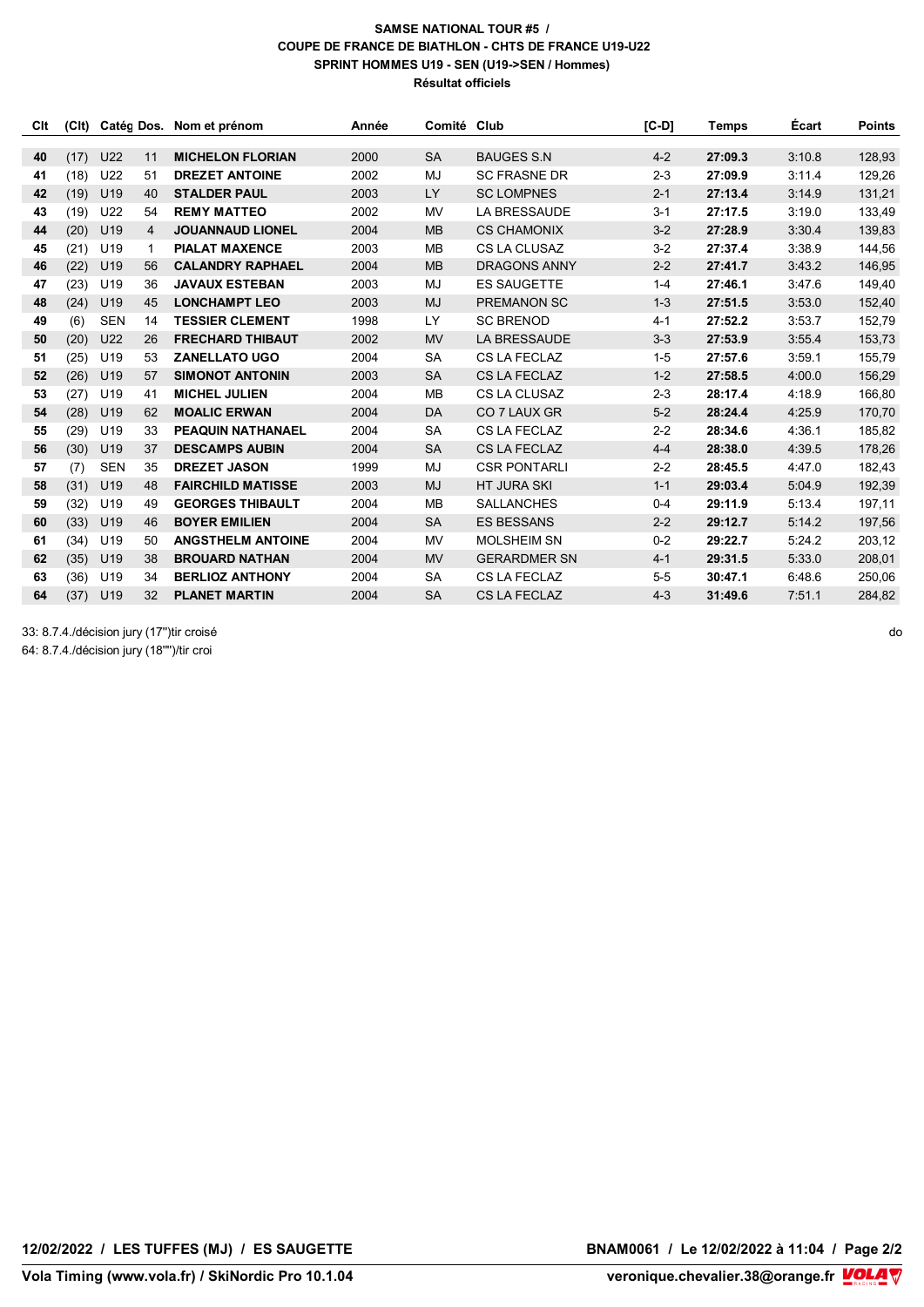**SAMSE NATIONAL TOUR #5 /**
**COUPE DE FRANCE DE BIATHLON - CHTS DE FRANCE U19-U22**
**SPRINT HOMMES U19 - SEN (U19->SEN / Hommes)**
**Résultat officiels**

| Clt | (Clt) | Catég | Dos. | Nom et prénom | Année | Comité | Club | [C-D] | Temps | Écart | Points |
|---|---|---|---|---|---|---|---|---|---|---|---|
| **40** | (17) | U22 | 11 | **MICHELON FLORIAN** | 2000 | SA | BAUGES S.N | 4-2 | **27:09.3** | 3:10.8 | 128,93 |
| **41** | (18) | U22 | 51 | **DREZET ANTOINE** | 2002 | MJ | SC FRASNE DR | 2-3 | **27:09.9** | 3:11.4 | 129,26 |
| **42** | (19) | U19 | 40 | **STALDER PAUL** | 2003 | LY | SC LOMPNES | 2-1 | **27:13.4** | 3:14.9 | 131,21 |
| **43** | (19) | U22 | 54 | **REMY MATTEO** | 2002 | MV | LA BRESSAUDE | 3-1 | **27:17.5** | 3:19.0 | 133,49 |
| **44** | (20) | U19 | 4 | **JOUANNAUD LIONEL** | 2004 | MB | CS CHAMONIX | 3-2 | **27:28.9** | 3:30.4 | 139,83 |
| **45** | (21) | U19 | 1 | **PIALAT MAXENCE** | 2003 | MB | CS LA CLUSAZ | 3-2 | **27:37.4** | 3:38.9 | 144,56 |
| **46** | (22) | U19 | 56 | **CALANDRY RAPHAEL** | 2004 | MB | DRAGONS ANNY | 2-2 | **27:41.7** | 3:43.2 | 146,95 |
| **47** | (23) | U19 | 36 | **JAVAUX ESTEBAN** | 2003 | MJ | ES SAUGETTE | 1-4 | **27:46.1** | 3:47.6 | 149,40 |
| **48** | (24) | U19 | 45 | **LONCHAMPT LEO** | 2003 | MJ | PREMANON SC | 1-3 | **27:51.5** | 3:53.0 | 152,40 |
| **49** | (6) | SEN | 14 | **TESSIER CLEMENT** | 1998 | LY | SC BRENOD | 4-1 | **27:52.2** | 3:53.7 | 152,79 |
| **50** | (20) | U22 | 26 | **FRECHARD THIBAUT** | 2002 | MV | LA BRESSAUDE | 3-3 | **27:53.9** | 3:55.4 | 153,73 |
| **51** | (25) | U19 | 53 | **ZANELLATO UGO** | 2004 | SA | CS LA FECLAZ | 1-5 | **27:57.6** | 3:59.1 | 155,79 |
| **52** | (26) | U19 | 57 | **SIMONOT ANTONIN** | 2003 | SA | CS LA FECLAZ | 1-2 | **27:58.5** | 4:00.0 | 156,29 |
| **53** | (27) | U19 | 41 | **MICHEL JULIEN** | 2004 | MB | CS LA CLUSAZ | 2-3 | **28:17.4** | 4:18.9 | 166,80 |
| **54** | (28) | U19 | 62 | **MOALIC ERWAN** | 2004 | DA | CO 7 LAUX GR | 5-2 | **28:24.4** | 4:25.9 | 170,70 |
| **55** | (29) | U19 | 33 | **PEAQUIN NATHANAEL** | 2004 | SA | CS LA FECLAZ | 2-2 | **28:34.6** | 4:36.1 | 185,82 |
| **56** | (30) | U19 | 37 | **DESCAMPS AUBIN** | 2004 | SA | CS LA FECLAZ | 4-4 | **28:38.0** | 4:39.5 | 178,26 |
| **57** | (7) | SEN | 35 | **DREZET JASON** | 1999 | MJ | CSR PONTARLI | 2-2 | **28:45.5** | 4:47.0 | 182,43 |
| **58** | (31) | U19 | 48 | **FAIRCHILD MATISSE** | 2003 | MJ | HT JURA SKI | 1-1 | **29:03.4** | 5:04.9 | 192,39 |
| **59** | (32) | U19 | 49 | **GEORGES THIBAULT** | 2004 | MB | SALLANCHES | 0-4 | **29:11.9** | 5:13.4 | 197,11 |
| **60** | (33) | U19 | 46 | **BOYER EMILIEN** | 2004 | SA | ES BESSANS | 2-2 | **29:12.7** | 5:14.2 | 197,56 |
| **61** | (34) | U19 | 50 | **ANGSTHELM ANTOINE** | 2004 | MV | MOLSHEIM SN | 0-2 | **29:22.7** | 5:24.2 | 203,12 |
| **62** | (35) | U19 | 38 | **BROUARD NATHAN** | 2004 | MV | GERARDMER SN | 4-1 | **29:31.5** | 5:33.0 | 208,01 |
| **63** | (36) | U19 | 34 | **BERLIOZ ANTHONY** | 2004 | SA | CS LA FECLAZ | 5-5 | **30:47.1** | 6:48.6 | 250,06 |
| **64** | (37) | U19 | 32 | **PLANET MARTIN** | 2004 | SA | CS LA FECLAZ | 4-3 | **31:49.6** | 7:51.1 | 284,82 |

33: 8.7.4./décision jury (17")tir croisé do
64: 8.7.4./décision jury (18"")/tir croi

**12/02/2022 / LES TUFFES (MJ) / ES SAUGETTE** — **BNAM0061 / Le 12/02/2022 à 11:04**

**Vola Timing (www.vola.fr) / SkiNordic Pro 10.1.04** — **veronique.chevalier.38@orange.fr**